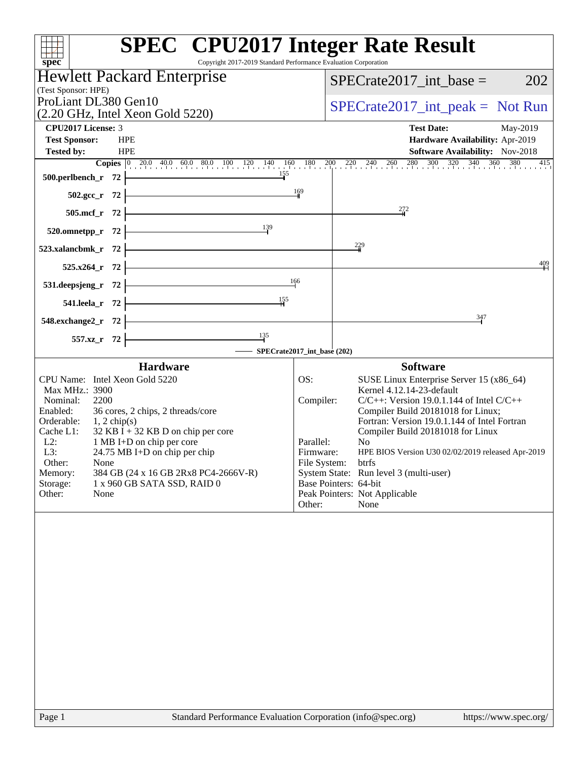# SPEC CPU2017 Integer Rate Result

Copyright 2017-2019 Standard Performance Evaluation Corporation

**Hewlett Packard Enterprise**
(Test Sponsor: HPE)
ProLiant DL380 Gen10
(2.20 GHz, Intel Xeon Gold 5220)

SPECrate2017_int_base = 202

SPECrate2017_int_peak = Not Run

| | | | |
|---|---|---|---|
| **CPU2017 License:** | 3 | **Test Date:** | May-2019 |
| **Test Sponsor:** | HPE | **Hardware Availability:** | Apr-2019 |
| **Tested by:** | HPE | **Software Availability:** | Nov-2018 |

| Benchmark | Copies | SPECrate2017_int_base (202) |
|---|---|---|
| 500.perlbench_r | 72 | 155 |
| 502.gcc_r | 72 | 169 |
| 505.mcf_r | 72 | 272 |
| 520.omnetpp_r | 72 | 139 |
| 523.xalancbmk_r | 72 | 229 |
| 525.x264_r | 72 | 409 |
| 531.deepsjeng_r | 72 | 166 |
| 541.leela_r | 72 | 155 |
| 548.exchange2_r | 72 | 347 |
| 557.xz_r | 72 | 135 |

## Hardware

| | |
|---|---|
| CPU Name: | Intel Xeon Gold 5220 |
| Max MHz.: | 3900 |
| Nominal: | 2200 |
| Enabled: | 36 cores, 2 chips, 2 threads/core |
| Orderable: | 1, 2 chip(s) |
| Cache L1: | 32 KB I + 32 KB D on chip per core |
| L2: | 1 MB I+D on chip per core |
| L3: | 24.75 MB I+D on chip per chip |
| Other: | None |
| Memory: | 384 GB (24 x 16 GB 2Rx8 PC4-2666V-R) |
| Storage: | 1 x 960 GB SATA SSD, RAID 0 |
| Other: | None |

## Software

| | |
|---|---|
| OS: | SUSE Linux Enterprise Server 15 (x86_64) Kernel 4.12.14-23-default |
| Compiler: | C/C++: Version 19.0.1.144 of Intel C/C++ Compiler Build 20181018 for Linux; Fortran: Version 19.0.1.144 of Intel Fortran Compiler Build 20181018 for Linux |
| Parallel: | No |
| Firmware: | HPE BIOS Version U30 02/02/2019 released Apr-2019 |
| File System: | btrfs |
| System State: | Run level 3 (multi-user) |
| Base Pointers: | 64-bit |
| Peak Pointers: | Not Applicable |
| Other: | None |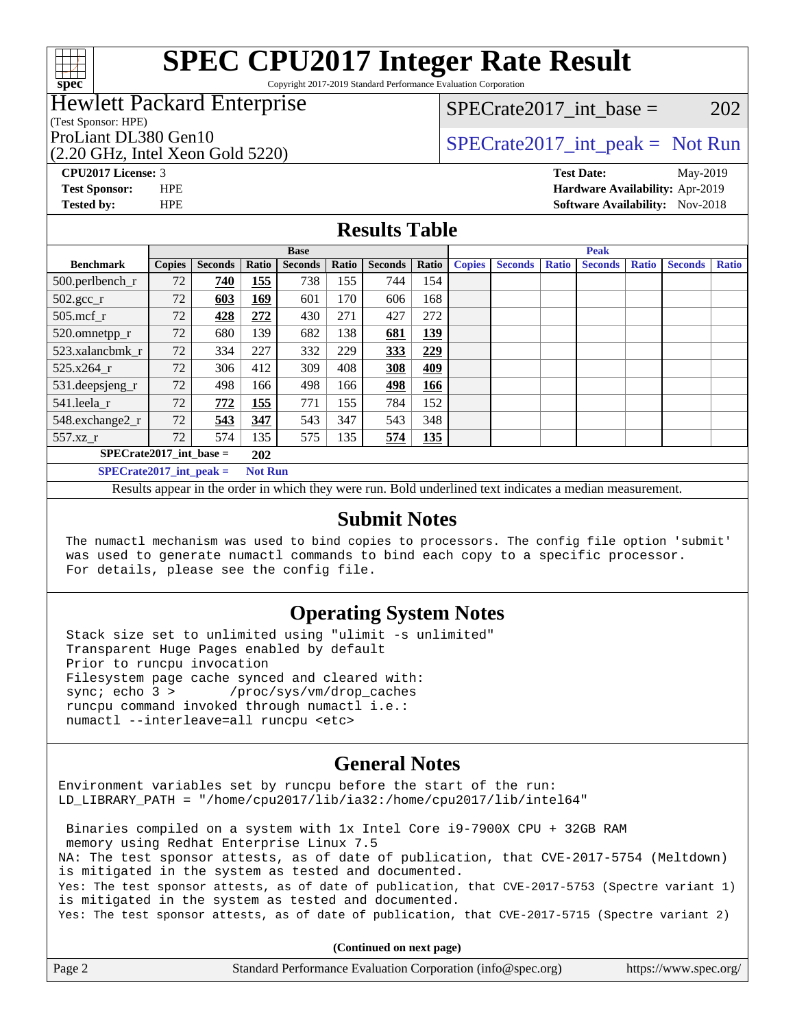# SPEC CPU2017 Integer Rate Result

Copyright 2017-2019 Standard Performance Evaluation Corporation

**Hewlett Packard Enterprise**
(Test Sponsor: HPE)
ProLiant DL380 Gen10
(2.20 GHz, Intel Xeon Gold 5220)

SPECrate2017_int_base = 202

SPECrate2017_int_peak = Not Run

**CPU2017 License:** 3
**Test Sponsor:** HPE
**Tested by:** HPE

**Test Date:** May-2019
**Hardware Availability:** Apr-2019
**Software Availability:** Nov-2018

## Results Table

| Benchmark | Base | | | | | | | Peak | | | | | | |
|---|---|---|---|---|---|---|---|---|---|---|---|---|---|---|
| | Copies | Seconds | Ratio | Seconds | Ratio | Seconds | Ratio | Copies | Seconds | Ratio | Seconds | Ratio | Seconds | Ratio |
| 500.perlbench_r | 72 | **740** | **155** | 738 | 155 | 744 | 154 | | | | | | | |
| 502.gcc_r | 72 | **603** | **169** | 601 | 170 | 606 | 168 | | | | | | | |
| 505.mcf_r | 72 | **428** | **272** | 430 | 271 | 427 | 272 | | | | | | | |
| 520.omnetpp_r | 72 | 680 | 139 | 682 | 138 | **681** | **139** | | | | | | | |
| 523.xalancbmk_r | 72 | 334 | 227 | 332 | 229 | **333** | **229** | | | | | | | |
| 525.x264_r | 72 | 306 | 412 | 309 | 408 | **308** | **409** | | | | | | | |
| 531.deepsjeng_r | 72 | 498 | 166 | 498 | 166 | **498** | **166** | | | | | | | |
| 541.leela_r | 72 | **772** | **155** | 771 | 155 | 784 | 152 | | | | | | | |
| 548.exchange2_r | 72 | **543** | **347** | 543 | 347 | 543 | 348 | | | | | | | |
| 557.xz_r | 72 | 574 | 135 | 575 | 135 | **574** | **135** | | | | | | | |

**SPECrate2017_int_base = 202**

**SPECrate2017_int_peak = Not Run**

Results appear in the order in which they were run. Bold underlined text indicates a median measurement.

## Submit Notes

```
The numactl mechanism was used to bind copies to processors. The config file option 'submit'
was used to generate numactl commands to bind each copy to a specific processor.
For details, please see the config file.
```

## Operating System Notes

```
Stack size set to unlimited using "ulimit -s unlimited"
Transparent Huge Pages enabled by default
Prior to runcpu invocation
Filesystem page cache synced and cleared with:
sync; echo 3 >       /proc/sys/vm/drop_caches
runcpu command invoked through numactl i.e.:
numactl --interleave=all runcpu <etc>
```

## General Notes

```
Environment variables set by runcpu before the start of the run:
LD_LIBRARY_PATH = "/home/cpu2017/lib/ia32:/home/cpu2017/lib/intel64"

 Binaries compiled on a system with 1x Intel Core i9-7900X CPU + 32GB RAM
 memory using Redhat Enterprise Linux 7.5
NA: The test sponsor attests, as of date of publication, that CVE-2017-5754 (Meltdown)
is mitigated in the system as tested and documented.
Yes: The test sponsor attests, as of date of publication, that CVE-2017-5753 (Spectre variant 1)
is mitigated in the system as tested and documented.
Yes: The test sponsor attests, as of date of publication, that CVE-2017-5715 (Spectre variant 2)
```

**(Continued on next page)**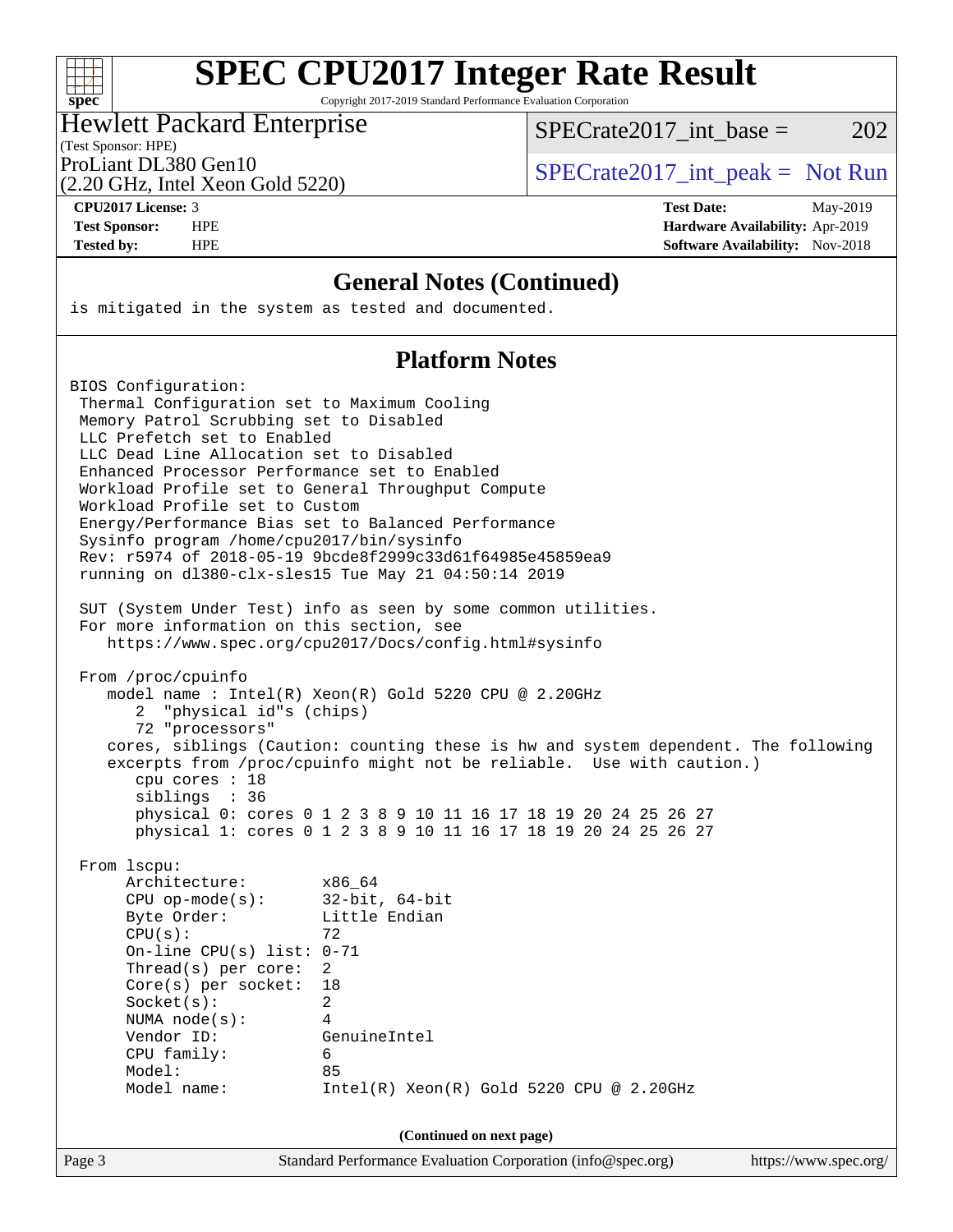# SPEC CPU2017 Integer Rate Result

Copyright 2017-2019 Standard Performance Evaluation Corporation

**Hewlett Packard Enterprise**
(Test Sponsor: HPE)
ProLiant DL380 Gen10
(2.20 GHz, Intel Xeon Gold 5220)

SPECrate2017_int_base = 202

SPECrate2017_int_peak = Not Run

| | | | |
|---|---|---|---|
| **CPU2017 License:** | 3 | **Test Date:** | May-2019 |
| **Test Sponsor:** | HPE | **Hardware Availability:** | Apr-2019 |
| **Tested by:** | HPE | **Software Availability:** | Nov-2018 |

## General Notes (Continued)

```
is mitigated in the system as tested and documented.
```

## Platform Notes

```
BIOS Configuration:
 Thermal Configuration set to Maximum Cooling
 Memory Patrol Scrubbing set to Disabled
 LLC Prefetch set to Enabled
 LLC Dead Line Allocation set to Disabled
 Enhanced Processor Performance set to Enabled
 Workload Profile set to General Throughput Compute
 Workload Profile set to Custom
 Energy/Performance Bias set to Balanced Performance
 Sysinfo program /home/cpu2017/bin/sysinfo
 Rev: r5974 of 2018-05-19 9bcde8f2999c33d61f64985e45859ea9
 running on dl380-clx-sles15 Tue May 21 04:50:14 2019

 SUT (System Under Test) info as seen by some common utilities.
 For more information on this section, see
    https://www.spec.org/cpu2017/Docs/config.html#sysinfo

 From /proc/cpuinfo
    model name : Intel(R) Xeon(R) Gold 5220 CPU @ 2.20GHz
       2  "physical id"s (chips)
       72 "processors"
    cores, siblings (Caution: counting these is hw and system dependent. The following
    excerpts from /proc/cpuinfo might not be reliable.  Use with caution.)
       cpu cores : 18
       siblings  : 36
       physical 0: cores 0 1 2 3 8 9 10 11 16 17 18 19 20 24 25 26 27
       physical 1: cores 0 1 2 3 8 9 10 11 16 17 18 19 20 24 25 26 27

 From lscpu:
      Architecture:        x86_64
      CPU op-mode(s):      32-bit, 64-bit
      Byte Order:          Little Endian
      CPU(s):              72
      On-line CPU(s) list: 0-71
      Thread(s) per core:  2
      Core(s) per socket:  18
      Socket(s):           2
      NUMA node(s):        4
      Vendor ID:           GenuineIntel
      CPU family:          6
      Model:               85
      Model name:          Intel(R) Xeon(R) Gold 5220 CPU @ 2.20GHz
```

(Continued on next page)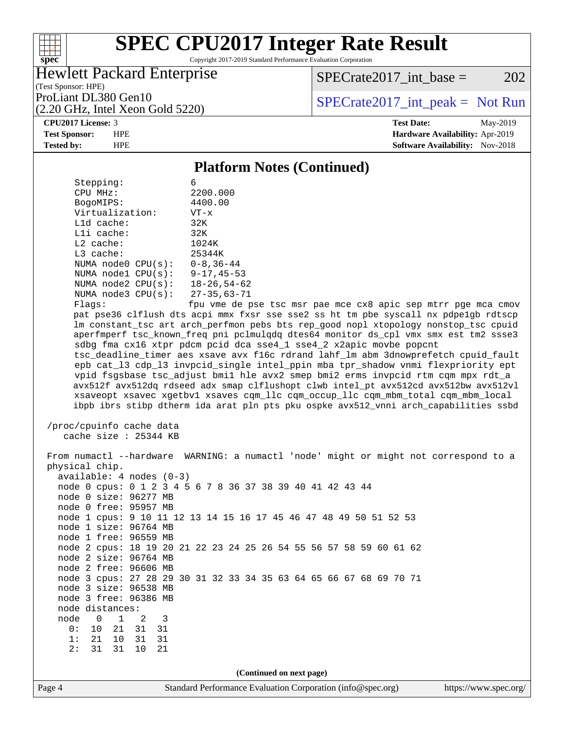## Platform Notes (Continued)

```
      Stepping:              6
      CPU MHz:               2200.000
      BogoMIPS:              4400.00
      Virtualization:        VT-x
      L1d cache:             32K
      L1i cache:             32K
      L2 cache:              1024K
      L3 cache:              25344K
      NUMA node0 CPU(s):     0-8,36-44
      NUMA node1 CPU(s):     9-17,45-53
      NUMA node2 CPU(s):     18-26,54-62
      NUMA node3 CPU(s):     27-35,63-71
      Flags:                 fpu vme de pse tsc msr pae mce cx8 apic sep mtrr pge mca cmov
      pat pse36 clflush dts acpi mmx fxsr sse sse2 ss ht tm pbe syscall nx pdpe1gb rdtscp
      lm constant_tsc art arch_perfmon pebs bts rep_good nopl xtopology nonstop_tsc cpuid
      aperfmperf tsc_known_freq pni pclmulqdq dtes64 monitor ds_cpl vmx smx est tm2 ssse3
      sdbg fma cx16 xtpr pdcm pcid dca sse4_1 sse4_2 x2apic movbe popcnt
      tsc_deadline_timer aes xsave avx f16c rdrand lahf_lm abm 3dnowprefetch cpuid_fault
      epb cat_l3 cdp_l3 invpcid_single intel_ppin mba tpr_shadow vnmi flexpriority ept
      vpid fsgsbase tsc_adjust bmi1 hle avx2 smep bmi2 erms invpcid rtm cqm mpx rdt_a
      avx512f avx512dq rdseed adx smap clflushopt clwb intel_pt avx512cd avx512bw avx512vl
      xsaveopt xsavec xgetbv1 xsaves cqm_llc cqm_occup_llc cqm_mbm_total cqm_mbm_local
      ibpb ibrs stibp dtherm ida arat pln pts pku ospke avx512_vnni arch_capabilities ssbd

 /proc/cpuinfo cache data
    cache size : 25344 KB

 From numactl --hardware  WARNING: a numactl 'node' might or might not correspond to a
 physical chip.
   available: 4 nodes (0-3)
   node 0 cpus: 0 1 2 3 4 5 6 7 8 36 37 38 39 40 41 42 43 44
   node 0 size: 96277 MB
   node 0 free: 95957 MB
   node 1 cpus: 9 10 11 12 13 14 15 16 17 45 46 47 48 49 50 51 52 53
   node 1 size: 96764 MB
   node 1 free: 96559 MB
   node 2 cpus: 18 19 20 21 22 23 24 25 26 54 55 56 57 58 59 60 61 62
   node 2 size: 96764 MB
   node 2 free: 96606 MB
   node 3 cpus: 27 28 29 30 31 32 33 34 35 63 64 65 66 67 68 69 70 71
   node 3 size: 96538 MB
   node 3 free: 96386 MB
   node distances:
   node   0   1   2   3
     0:  10  21  31  31
     1:  21  10  31  31
     2:  31  31  10  21
```

**(Continued on next page)**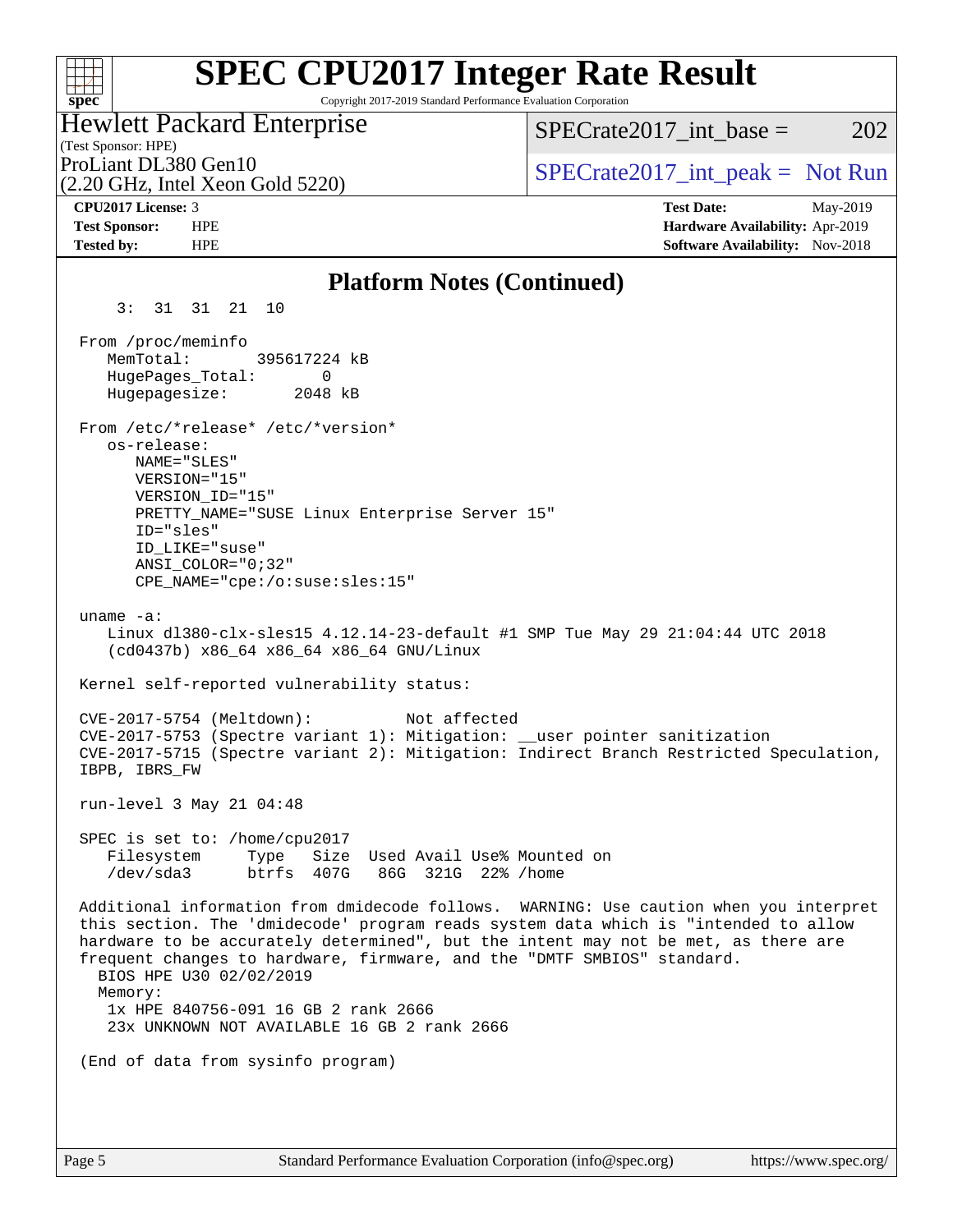# SPEC CPU2017 Integer Rate Result

Copyright 2017-2019 Standard Performance Evaluation Corporation

**Hewlett Packard Enterprise**
(Test Sponsor: HPE)
ProLiant DL380 Gen10
(2.20 GHz, Intel Xeon Gold 5220)

SPECrate2017_int_base = 202

SPECrate2017_int_peak = Not Run

**CPU2017 License:** 3
**Test Sponsor:** HPE
**Tested by:** HPE

**Test Date:** May-2019
**Hardware Availability:** Apr-2019
**Software Availability:** Nov-2018

## Platform Notes (Continued)

```
     3:  31  31  21  10

  From /proc/meminfo
     MemTotal:       395617224 kB
     HugePages_Total:       0
     Hugepagesize:       2048 kB

  From /etc/*release* /etc/*version*
     os-release:
        NAME="SLES"
        VERSION="15"
        VERSION_ID="15"
        PRETTY_NAME="SUSE Linux Enterprise Server 15"
        ID="sles"
        ID_LIKE="suse"
        ANSI_COLOR="0;32"
        CPE_NAME="cpe:/o:suse:sles:15"

  uname -a:
     Linux dl380-clx-sles15 4.12.14-23-default #1 SMP Tue May 29 21:04:44 UTC 2018
     (cd0437b) x86_64 x86_64 x86_64 GNU/Linux

  Kernel self-reported vulnerability status:

  CVE-2017-5754 (Meltdown):          Not affected
  CVE-2017-5753 (Spectre variant 1): Mitigation: __user pointer sanitization
  CVE-2017-5715 (Spectre variant 2): Mitigation: Indirect Branch Restricted Speculation,
  IBPB, IBRS_FW

  run-level 3 May 21 04:48

  SPEC is set to: /home/cpu2017
     Filesystem     Type   Size  Used Avail Use% Mounted on
     /dev/sda3      btrfs  407G   86G  321G  22% /home

  Additional information from dmidecode follows.  WARNING: Use caution when you interpret
  this section. The 'dmidecode' program reads system data which is "intended to allow
  hardware to be accurately determined", but the intent may not be met, as there are
  frequent changes to hardware, firmware, and the "DMTF SMBIOS" standard.
    BIOS HPE U30 02/02/2019
    Memory:
     1x HPE 840756-091 16 GB 2 rank 2666
     23x UNKNOWN NOT AVAILABLE 16 GB 2 rank 2666

  (End of data from sysinfo program)
```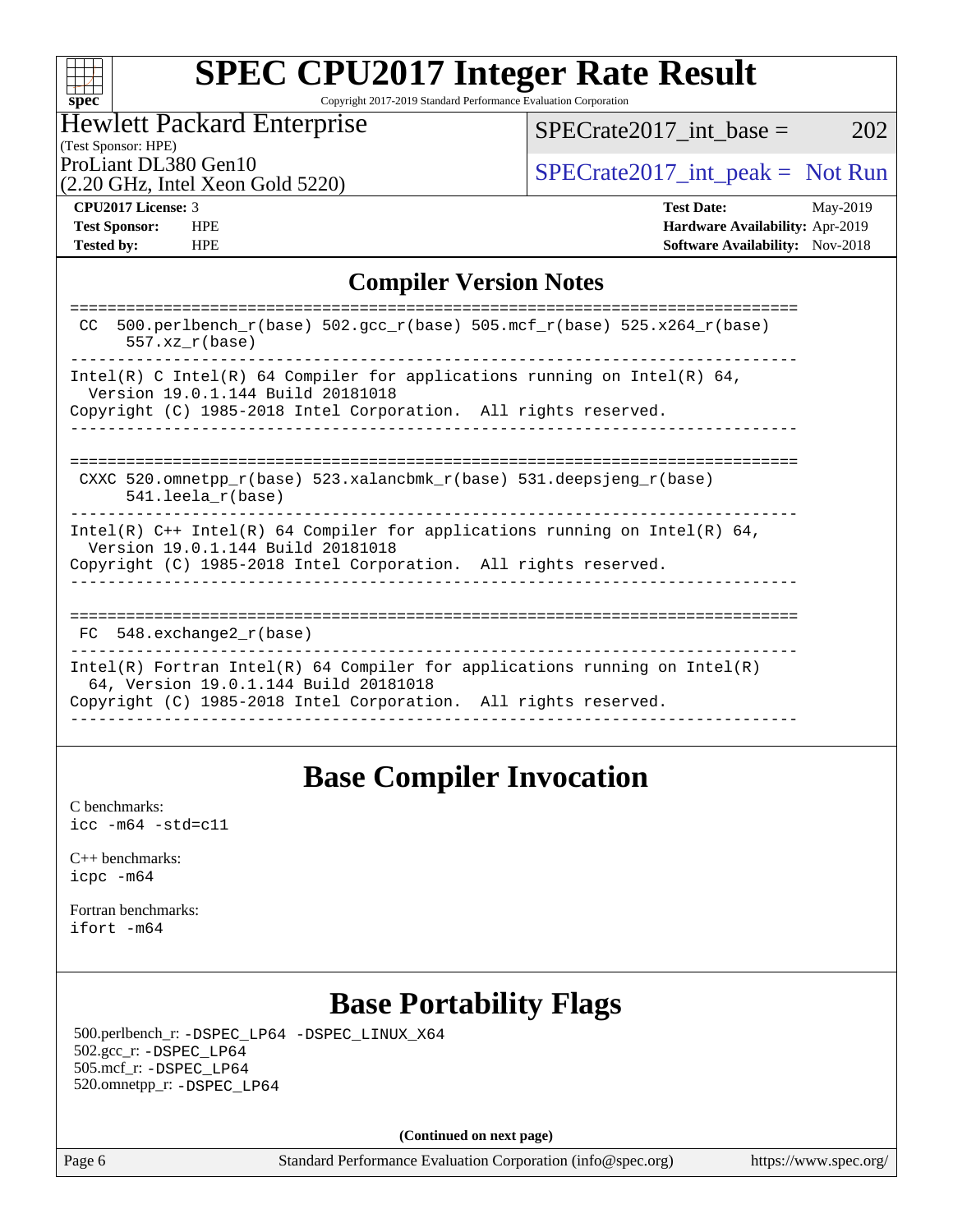# SPEC CPU2017 Integer Rate Result

Copyright 2017-2019 Standard Performance Evaluation Corporation

**Hewlett Packard Enterprise**
(Test Sponsor: HPE)
ProLiant DL380 Gen10
(2.20 GHz, Intel Xeon Gold 5220)

SPECrate2017_int_base = 202

SPECrate2017_int_peak = Not Run

| | | | |
|---|---|---|---|
| **CPU2017 License:** | 3 | **Test Date:** | May-2019 |
| **Test Sponsor:** | HPE | **Hardware Availability:** | Apr-2019 |
| **Tested by:** | HPE | **Software Availability:** | Nov-2018 |

## Compiler Version Notes

```
==============================================================================
 CC  500.perlbench_r(base) 502.gcc_r(base) 505.mcf_r(base) 525.x264_r(base)
      557.xz_r(base)
------------------------------------------------------------------------------
Intel(R) C Intel(R) 64 Compiler for applications running on Intel(R) 64,
  Version 19.0.1.144 Build 20181018
Copyright (C) 1985-2018 Intel Corporation.  All rights reserved.
------------------------------------------------------------------------------

==============================================================================
 CXXC 520.omnetpp_r(base) 523.xalancbmk_r(base) 531.deepsjeng_r(base)
      541.leela_r(base)
------------------------------------------------------------------------------
Intel(R) C++ Intel(R) 64 Compiler for applications running on Intel(R) 64,
  Version 19.0.1.144 Build 20181018
Copyright (C) 1985-2018 Intel Corporation.  All rights reserved.
------------------------------------------------------------------------------

==============================================================================
 FC  548.exchange2_r(base)
------------------------------------------------------------------------------
Intel(R) Fortran Intel(R) 64 Compiler for applications running on Intel(R)
  64, Version 19.0.1.144 Build 20181018
Copyright (C) 1985-2018 Intel Corporation.  All rights reserved.
------------------------------------------------------------------------------
```

## Base Compiler Invocation

C benchmarks:
`icc -m64 -std=c11`

C++ benchmarks:
`icpc -m64`

Fortran benchmarks:
`ifort -m64`

## Base Portability Flags

500.perlbench_r: `-DSPEC_LP64 -DSPEC_LINUX_X64`
502.gcc_r: `-DSPEC_LP64`
505.mcf_r: `-DSPEC_LP64`
520.omnetpp_r: `-DSPEC_LP64`

**(Continued on next page)**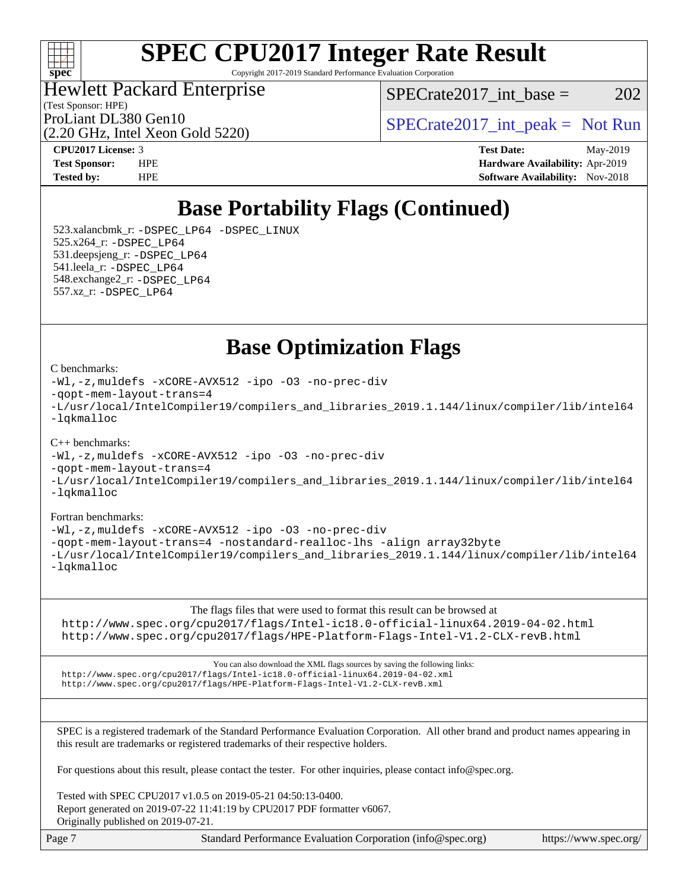# SPEC CPU2017 Integer Rate Result

Copyright 2017-2019 Standard Performance Evaluation Corporation

Hewlett Packard Enterprise
(Test Sponsor: HPE)
ProLiant DL380 Gen10
(2.20 GHz, Intel Xeon Gold 5220)

SPECrate2017_int_base = 202

SPECrate2017_int_peak = Not Run

**CPU2017 License:** 3
**Test Sponsor:** HPE
**Tested by:** HPE

**Test Date:** May-2019
**Hardware Availability:** Apr-2019
**Software Availability:** Nov-2018

## Base Portability Flags (Continued)

523.xalancbmk_r: -DSPEC_LP64 -DSPEC_LINUX
525.x264_r: -DSPEC_LP64
531.deepsjeng_r: -DSPEC_LP64
541.leela_r: -DSPEC_LP64
548.exchange2_r: -DSPEC_LP64
557.xz_r: -DSPEC_LP64

## Base Optimization Flags

C benchmarks:

```
-Wl,-z,muldefs -xCORE-AVX512 -ipo -O3 -no-prec-div
-qopt-mem-layout-trans=4
-L/usr/local/IntelCompiler19/compilers_and_libraries_2019.1.144/linux/compiler/lib/intel64
-lqkmalloc
```

C++ benchmarks:

```
-Wl,-z,muldefs -xCORE-AVX512 -ipo -O3 -no-prec-div
-qopt-mem-layout-trans=4
-L/usr/local/IntelCompiler19/compilers_and_libraries_2019.1.144/linux/compiler/lib/intel64
-lqkmalloc
```

Fortran benchmarks:

```
-Wl,-z,muldefs -xCORE-AVX512 -ipo -O3 -no-prec-div
-qopt-mem-layout-trans=4 -nostandard-realloc-lhs -align array32byte
-L/usr/local/IntelCompiler19/compilers_and_libraries_2019.1.144/linux/compiler/lib/intel64
-lqkmalloc
```

The flags files that were used to format this result can be browsed at
http://www.spec.org/cpu2017/flags/Intel-ic18.0-official-linux64.2019-04-02.html
http://www.spec.org/cpu2017/flags/HPE-Platform-Flags-Intel-V1.2-CLX-revB.html

You can also download the XML flags sources by saving the following links:
http://www.spec.org/cpu2017/flags/Intel-ic18.0-official-linux64.2019-04-02.xml
http://www.spec.org/cpu2017/flags/HPE-Platform-Flags-Intel-V1.2-CLX-revB.xml

SPEC is a registered trademark of the Standard Performance Evaluation Corporation. All other brand and product names appearing in this result are trademarks or registered trademarks of their respective holders.

For questions about this result, please contact the tester. For other inquiries, please contact info@spec.org.

Tested with SPEC CPU2017 v1.0.5 on 2019-05-21 04:50:13-0400.
Report generated on 2019-07-22 11:41:19 by CPU2017 PDF formatter v6067.
Originally published on 2019-07-21.